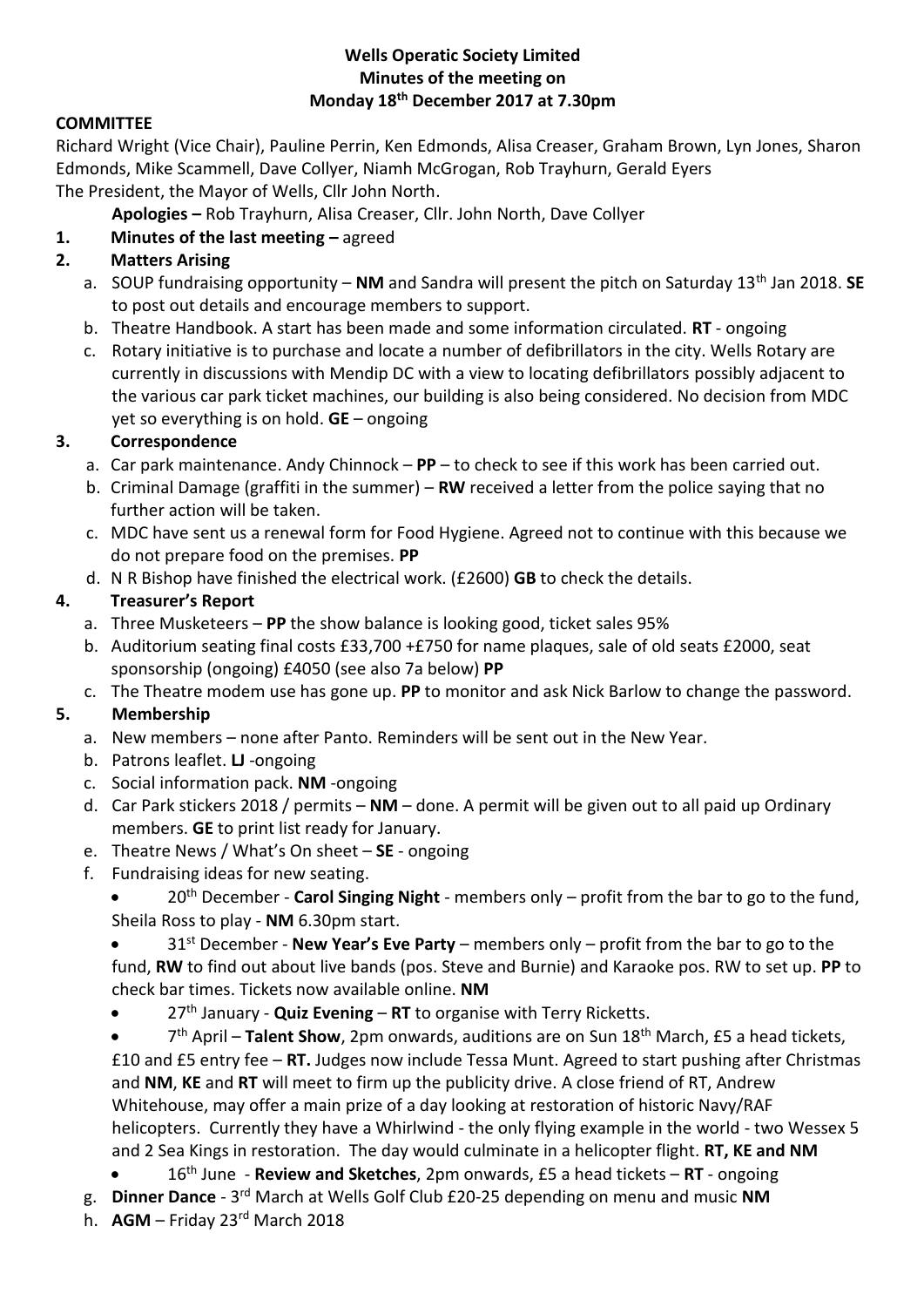**Wells Operatic Society Limited**
**Minutes of the meeting on**
**Monday 18th December 2017 at 7.30pm**

**COMMITTEE**

Richard Wright (Vice Chair), Pauline Perrin, Ken Edmonds, Alisa Creaser, Graham Brown, Lyn Jones, Sharon Edmonds, Mike Scammell, Dave Collyer, Niamh McGrogan, Rob Trayhurn, Gerald Eyers
The President, the Mayor of Wells, Cllr John North.

**Apologies –** Rob Trayhurn, Alisa Creaser, Cllr. John North, Dave Collyer

1. **Minutes of the last meeting –** agreed
2. **Matters Arising**
   a. SOUP fundraising opportunity – **NM** and Sandra will present the pitch on Saturday 13th Jan 2018. **SE** to post out details and encourage members to support.
   b. Theatre Handbook. A start has been made and some information circulated. **RT** - ongoing
   c. Rotary initiative is to purchase and locate a number of defibrillators in the city. Wells Rotary are currently in discussions with Mendip DC with a view to locating defibrillators possibly adjacent to the various car park ticket machines, our building is also being considered. No decision from MDC yet so everything is on hold. **GE** – ongoing
3. **Correspondence**
   a. Car park maintenance. Andy Chinnock – **PP** – to check to see if this work has been carried out.
   b. Criminal Damage (graffiti in the summer) – **RW** received a letter from the police saying that no further action will be taken.
   c. MDC have sent us a renewal form for Food Hygiene. Agreed not to continue with this because we do not prepare food on the premises. **PP**
   d. N R Bishop have finished the electrical work. (£2600) **GB** to check the details.
4. **Treasurer's Report**
   a. Three Musketeers – **PP** the show balance is looking good, ticket sales 95%
   b. Auditorium seating final costs £33,700 +£750 for name plaques, sale of old seats £2000, seat sponsorship (ongoing) £4050 (see also 7a below) **PP**
   c. The Theatre modem use has gone up. **PP** to monitor and ask Nick Barlow to change the password.
5. **Membership**
   a. New members – none after Panto. Reminders will be sent out in the New Year.
   b. Patrons leaflet. **LJ** -ongoing
   c. Social information pack. **NM** -ongoing
   d. Car Park stickers 2018 / permits – **NM** – done. A permit will be given out to all paid up Ordinary members. **GE** to print list ready for January.
   e. Theatre News / What's On sheet – **SE** - ongoing
   f. Fundraising ideas for new seating.
      - 20th December - **Carol Singing Night** - members only – profit from the bar to go to the fund, Sheila Ross to play - **NM** 6.30pm start.
      - 31st December - **New Year's Eve Party** – members only – profit from the bar to go to the fund, **RW** to find out about live bands (pos. Steve and Burnie) and Karaoke pos. RW to set up. **PP** to check bar times. Tickets now available online. **NM**
      - 27th January - **Quiz Evening** – **RT** to organise with Terry Ricketts.
      - 7th April – **Talent Show**, 2pm onwards, auditions are on Sun 18th March, £5 a head tickets, £10 and £5 entry fee – **RT.** Judges now include Tessa Munt. Agreed to start pushing after Christmas and **NM**, **KE** and **RT** will meet to firm up the publicity drive. A close friend of RT, Andrew Whitehouse, may offer a main prize of a day looking at restoration of historic Navy/RAF helicopters. Currently they have a Whirlwind - the only flying example in the world - two Wessex 5 and 2 Sea Kings in restoration. The day would culminate in a helicopter flight. **RT, KE and NM**
      - 16th June - **Review and Sketches**, 2pm onwards, £5 a head tickets – **RT** - ongoing
   g. **Dinner Dance** - 3rd March at Wells Golf Club £20-25 depending on menu and music **NM**
   h. **AGM** – Friday 23rd March 2018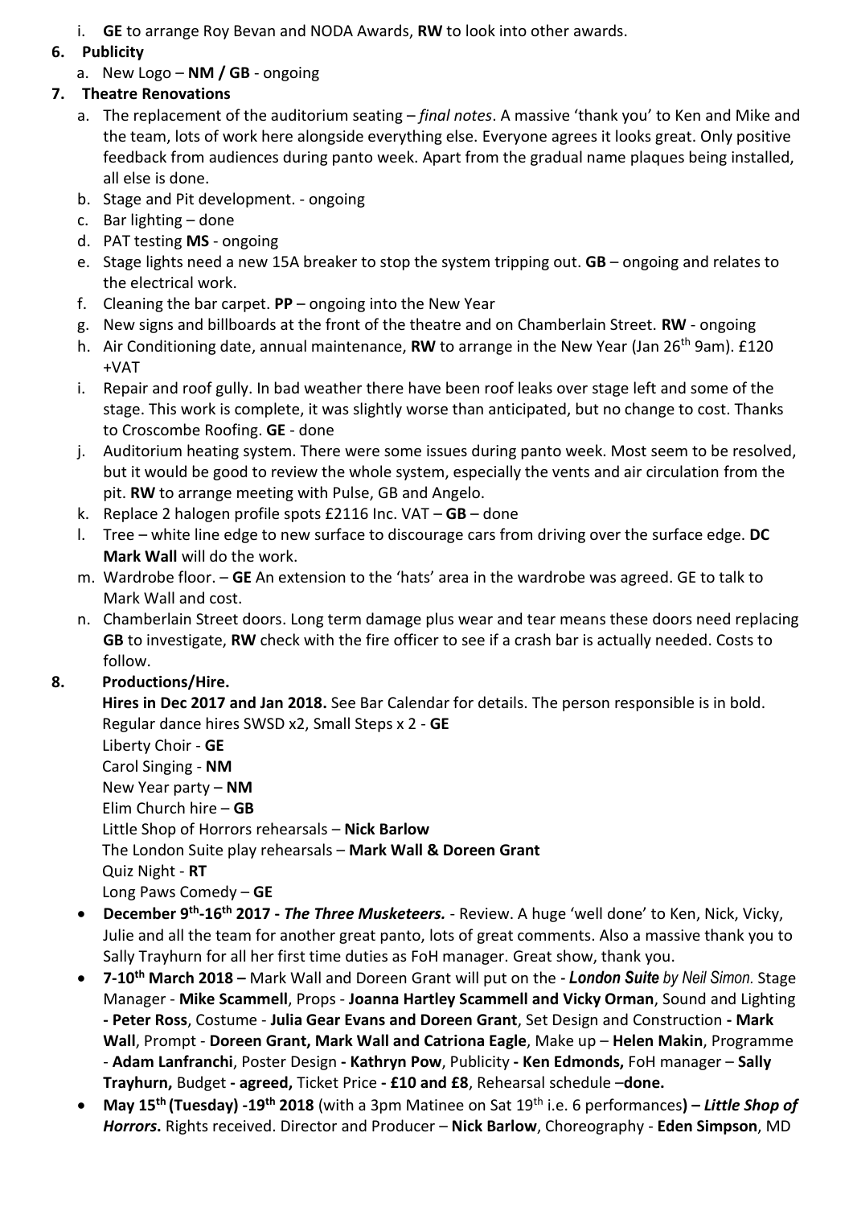i. **GE** to arrange Roy Bevan and NODA Awards, **RW** to look into other awards.

6. **Publicity**
   a. New Logo – **NM / GB** - ongoing

7. **Theatre Renovations**
   a. The replacement of the auditorium seating – *final notes*. A massive 'thank you' to Ken and Mike and the team, lots of work here alongside everything else. Everyone agrees it looks great. Only positive feedback from audiences during panto week. Apart from the gradual name plaques being installed, all else is done.
   b. Stage and Pit development. - ongoing
   c. Bar lighting – done
   d. PAT testing **MS** - ongoing
   e. Stage lights need a new 15A breaker to stop the system tripping out. **GB** – ongoing and relates to the electrical work.
   f. Cleaning the bar carpet. **PP** – ongoing into the New Year
   g. New signs and billboards at the front of the theatre and on Chamberlain Street. **RW** - ongoing
   h. Air Conditioning date, annual maintenance, **RW** to arrange in the New Year (Jan 26th 9am). £120 +VAT
   i. Repair and roof gully. In bad weather there have been roof leaks over stage left and some of the stage. This work is complete, it was slightly worse than anticipated, but no change to cost. Thanks to Croscombe Roofing. **GE** - done
   j. Auditorium heating system. There were some issues during panto week. Most seem to be resolved, but it would be good to review the whole system, especially the vents and air circulation from the pit. **RW** to arrange meeting with Pulse, GB and Angelo.
   k. Replace 2 halogen profile spots £2116 Inc. VAT – **GB** – done
   l. Tree – white line edge to new surface to discourage cars from driving over the surface edge. **DC Mark Wall** will do the work.
   m. Wardrobe floor. – **GE** An extension to the 'hats' area in the wardrobe was agreed. GE to talk to Mark Wall and cost.
   n. Chamberlain Street doors. Long term damage plus wear and tear means these doors need replacing **GB** to investigate, **RW** check with the fire officer to see if a crash bar is actually needed. Costs to follow.

8. **Productions/Hire.**

   **Hires in Dec 2017 and Jan 2018.** See Bar Calendar for details. The person responsible is in bold.
   Regular dance hires SWSD x2, Small Steps x 2 - **GE**
   Liberty Choir - **GE**
   Carol Singing - **NM**
   New Year party – **NM**
   Elim Church hire – **GB**
   Little Shop of Horrors rehearsals – **Nick Barlow**
   The London Suite play rehearsals – **Mark Wall & Doreen Grant**
   Quiz Night - **RT**
   Long Paws Comedy – **GE**

   - **December 9th-16th 2017 -** ***The Three Musketeers.*** - Review. A huge 'well done' to Ken, Nick, Vicky, Julie and all the team for another great panto, lots of great comments. Also a massive thank you to Sally Trayhurn for all her first time duties as FoH manager. Great show, thank you.
   - **7-10th March 2018 –** Mark Wall and Doreen Grant will put on the - ***London Suite*** *by Neil Simon.* Stage Manager - **Mike Scammell**, Props - **Joanna Hartley Scammell and Vicky Orman**, Sound and Lighting **- Peter Ross**, Costume - **Julia Gear Evans and Doreen Grant**, Set Design and Construction **- Mark Wall**, Prompt - **Doreen Grant, Mark Wall and Catriona Eagle**, Make up – **Helen Makin**, Programme - **Adam Lanfranchi**, Poster Design **- Kathryn Pow**, Publicity **- Ken Edmonds,** FoH manager – **Sally Trayhurn,** Budget **- agreed,** Ticket Price **- £10 and £8**, Rehearsal schedule –**done.**
   - **May 15th (Tuesday) -19th 2018** (with a 3pm Matinee on Sat 19th i.e. 6 performances**) –** ***Little Shop of Horrors*.** Rights received. Director and Producer – **Nick Barlow**, Choreography - **Eden Simpson**, MD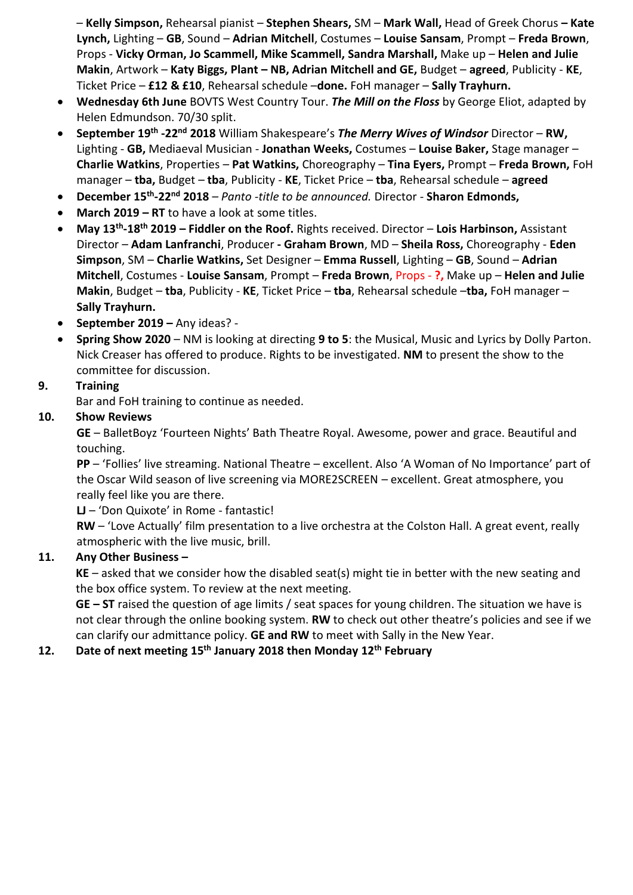– **Kelly Simpson,** Rehearsal pianist – **Stephen Shears,** SM – **Mark Wall,** Head of Greek Chorus **– Kate Lynch,** Lighting – **GB**, Sound – **Adrian Mitchell**, Costumes – **Louise Sansam**, Prompt – **Freda Brown**, Props - **Vicky Orman, Jo Scammell, Mike Scammell, Sandra Marshall,** Make up – **Helen and Julie Makin**, Artwork – **Katy Biggs, Plant – NB, Adrian Mitchell and GE,** Budget – **agreed**, Publicity - **KE**, Ticket Price – **£12 & £10**, Rehearsal schedule –**done.** FoH manager – **Sally Trayhurn.**

- **Wednesday 6th June** BOVTS West Country Tour. ***The Mill on the Floss*** by George Eliot, adapted by Helen Edmundson. 70/30 split.
- **September 19th -22nd 2018** William Shakespeare's ***The Merry Wives of Windsor*** Director – **RW,** Lighting - **GB,** Mediaeval Musician - **Jonathan Weeks,** Costumes – **Louise Baker,** Stage manager – **Charlie Watkins**, Properties – **Pat Watkins,** Choreography – **Tina Eyers,** Prompt – **Freda Brown,** FoH manager – **tba,** Budget – **tba**, Publicity - **KE**, Ticket Price – **tba**, Rehearsal schedule – **agreed**
- **December 15th-22nd 2018** – *Panto -title to be announced.* Director - **Sharon Edmonds,**
- **March 2019 – RT** to have a look at some titles.
- **May 13th-18th 2019 – Fiddler on the Roof.** Rights received. Director – **Lois Harbinson,** Assistant Director – **Adam Lanfranchi**, Producer **- Graham Brown**, MD – **Sheila Ross,** Choreography - **Eden Simpson**, SM – **Charlie Watkins,** Set Designer – **Emma Russell**, Lighting – **GB**, Sound – **Adrian Mitchell**, Costumes - **Louise Sansam**, Prompt – **Freda Brown**, Props - **?,** Make up – **Helen and Julie Makin**, Budget – **tba**, Publicity - **KE**, Ticket Price – **tba**, Rehearsal schedule –**tba,** FoH manager – **Sally Trayhurn.**
- **September 2019 –** Any ideas? -
- **Spring Show 2020** – NM is looking at directing **9 to 5**: the Musical, Music and Lyrics by Dolly Parton. Nick Creaser has offered to produce. Rights to be investigated. **NM** to present the show to the committee for discussion.

**9. Training**

Bar and FoH training to continue as needed.

**10. Show Reviews**

**GE** – BalletBoyz 'Fourteen Nights' Bath Theatre Royal. Awesome, power and grace. Beautiful and touching.

**PP** – 'Follies' live streaming. National Theatre – excellent. Also 'A Woman of No Importance' part of the Oscar Wild season of live screening via MORE2SCREEN – excellent. Great atmosphere, you really feel like you are there.

**LJ** – 'Don Quixote' in Rome - fantastic!

**RW** – 'Love Actually' film presentation to a live orchestra at the Colston Hall. A great event, really atmospheric with the live music, brill.

**11. Any Other Business –**

**KE** – asked that we consider how the disabled seat(s) might tie in better with the new seating and the box office system. To review at the next meeting.

**GE – ST** raised the question of age limits / seat spaces for young children. The situation we have is not clear through the online booking system. **RW** to check out other theatre's policies and see if we can clarify our admittance policy. **GE and RW** to meet with Sally in the New Year.

**12. Date of next meeting 15th January 2018 then Monday 12th February**